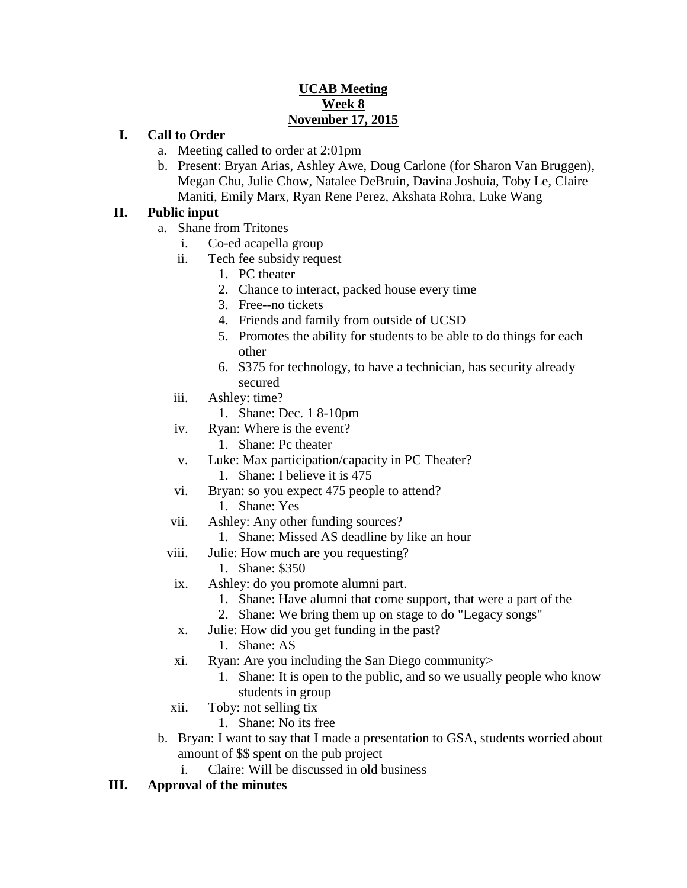**UCAB Meeting**
**Week 8**
**November 17, 2015**

- **I. Call to Order**
  - a. Meeting called to order at 2:01pm
  - b. Present: Bryan Arias, Ashley Awe, Doug Carlone (for Sharon Van Bruggen), Megan Chu, Julie Chow, Natalee DeBruin, Davina Joshuia, Toby Le, Claire Maniti, Emily Marx, Ryan Rene Perez, Akshata Rohra, Luke Wang
- **II. Public input**
  - a. Shane from Tritones
    - i. Co-ed acapella group
    - ii. Tech fee subsidy request
      1. PC theater
      2. Chance to interact, packed house every time
      3. Free--no tickets
      4. Friends and family from outside of UCSD
      5. Promotes the ability for students to be able to do things for each other
      6. $375 for technology, to have a technician, has security already secured
    - iii. Ashley: time?
      1. Shane: Dec. 1 8-10pm
    - iv. Ryan: Where is the event?
      1. Shane: Pc theater
    - v. Luke: Max participation/capacity in PC Theater?
      1. Shane: I believe it is 475
    - vi. Bryan: so you expect 475 people to attend?
      1. Shane: Yes
    - vii. Ashley: Any other funding sources?
      1. Shane: Missed AS deadline by like an hour
    - viii. Julie: How much are you requesting?
      1. Shane: $350
    - ix. Ashley: do you promote alumni part.
      1. Shane: Have alumni that come support, that were a part of the
      2. Shane: We bring them up on stage to do "Legacy songs"
    - x. Julie: How did you get funding in the past?
      1. Shane: AS
    - xi. Ryan: Are you including the San Diego community>
      1. Shane: It is open to the public, and so we usually people who know students in group
    - xii. Toby: not selling tix
      1. Shane: No its free
  - b. Bryan: I want to say that I made a presentation to GSA, students worried about amount of $$ spent on the pub project
    - i. Claire: Will be discussed in old business
- **III. Approval of the minutes**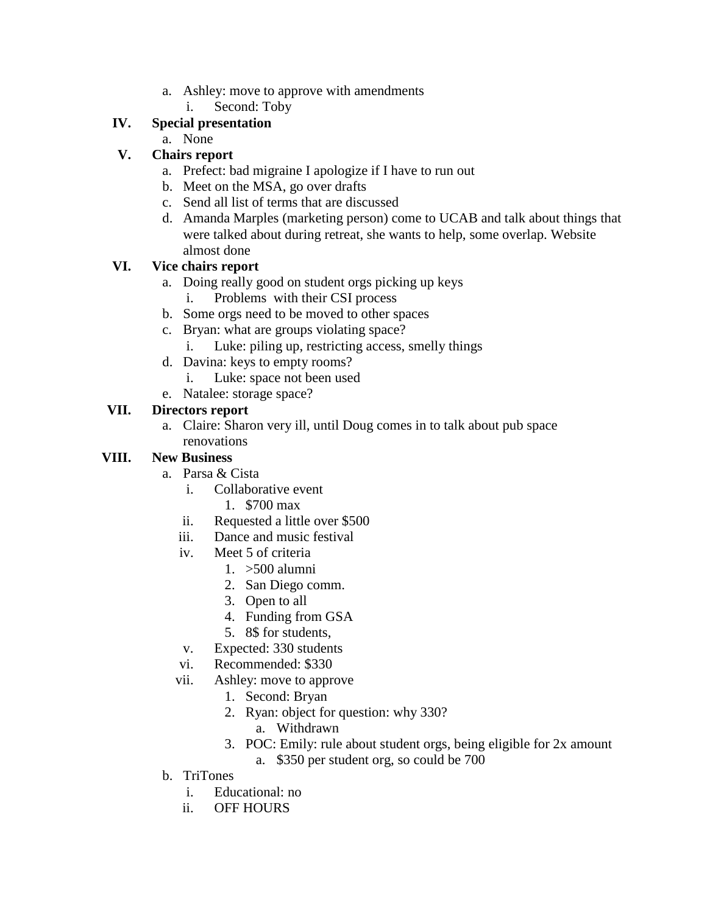a. Ashley: move to approve with amendments
      i. Second: Toby

IV. **Special presentation**
   a. None

V. **Chairs report**
   a. Prefect: bad migraine I apologize if I have to run out
   b. Meet on the MSA, go over drafts
   c. Send all list of terms that are discussed
   d. Amanda Marples (marketing person) come to UCAB and talk about things that were talked about during retreat, she wants to help, some overlap. Website almost done

VI. **Vice chairs report**
   a. Doing really good on student orgs picking up keys
      i. Problems with their CSI process
   b. Some orgs need to be moved to other spaces
   c. Bryan: what are groups violating space?
      i. Luke: piling up, restricting access, smelly things
   d. Davina: keys to empty rooms?
      i. Luke: space not been used
   e. Natalee: storage space?

VII. **Directors report**
   a. Claire: Sharon very ill, until Doug comes in to talk about pub space renovations

VIII. **New Business**
   a. Parsa & Cista
      i. Collaborative event
         1. $700 max
      ii. Requested a little over $500
      iii. Dance and music festival
      iv. Meet 5 of criteria
         1. >500 alumni
         2. San Diego comm.
         3. Open to all
         4. Funding from GSA
         5. 8$ for students,
      v. Expected: 330 students
      vi. Recommended: $330
      vii. Ashley: move to approve
         1. Second: Bryan
         2. Ryan: object for question: why 330?
            a. Withdrawn
         3. POC: Emily: rule about student orgs, being eligible for 2x amount
            a. $350 per student org, so could be 700
   b. TriTones
      i. Educational: no
      ii. OFF HOURS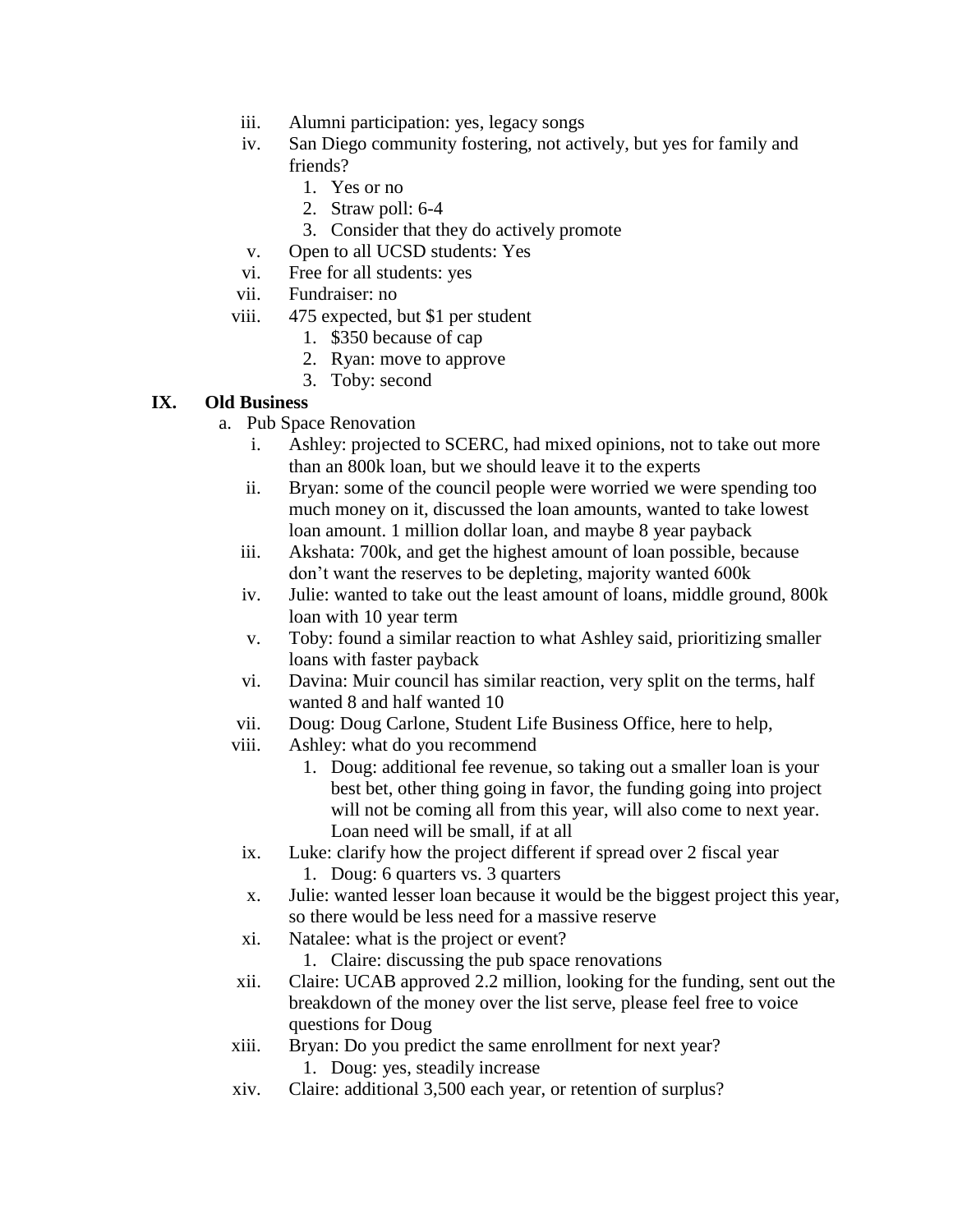iii. Alumni participation: yes, legacy songs
iv. San Diego community fostering, not actively, but yes for family and friends?
   1. Yes or no
   2. Straw poll: 6-4
   3. Consider that they do actively promote
v. Open to all UCSD students: Yes
vi. Free for all students: yes
vii. Fundraiser: no
viii. 475 expected, but $1 per student
   1. $350 because of cap
   2. Ryan: move to approve
   3. Toby: second

## IX. Old Business

a. Pub Space Renovation

   i. Ashley: projected to SCERC, had mixed opinions, not to take out more than an 800k loan, but we should leave it to the experts
   ii. Bryan: some of the council people were worried we were spending too much money on it, discussed the loan amounts, wanted to take lowest loan amount. 1 million dollar loan, and maybe 8 year payback
   iii. Akshata: 700k, and get the highest amount of loan possible, because don't want the reserves to be depleting, majority wanted 600k
   iv. Julie: wanted to take out the least amount of loans, middle ground, 800k loan with 10 year term
   v. Toby: found a similar reaction to what Ashley said, prioritizing smaller loans with faster payback
   vi. Davina: Muir council has similar reaction, very split on the terms, half wanted 8 and half wanted 10
   vii. Doug: Doug Carlone, Student Life Business Office, here to help,
   viii. Ashley: what do you recommend
      1. Doug: additional fee revenue, so taking out a smaller loan is your best bet, other thing going in favor, the funding going into project will not be coming all from this year, will also come to next year. Loan need will be small, if at all
   ix. Luke: clarify how the project different if spread over 2 fiscal year
      1. Doug: 6 quarters vs. 3 quarters
   x. Julie: wanted lesser loan because it would be the biggest project this year, so there would be less need for a massive reserve
   xi. Natalee: what is the project or event?
      1. Claire: discussing the pub space renovations
   xii. Claire: UCAB approved 2.2 million, looking for the funding, sent out the breakdown of the money over the list serve, please feel free to voice questions for Doug
   xiii. Bryan: Do you predict the same enrollment for next year?
      1. Doug: yes, steadily increase
   xiv. Claire: additional 3,500 each year, or retention of surplus?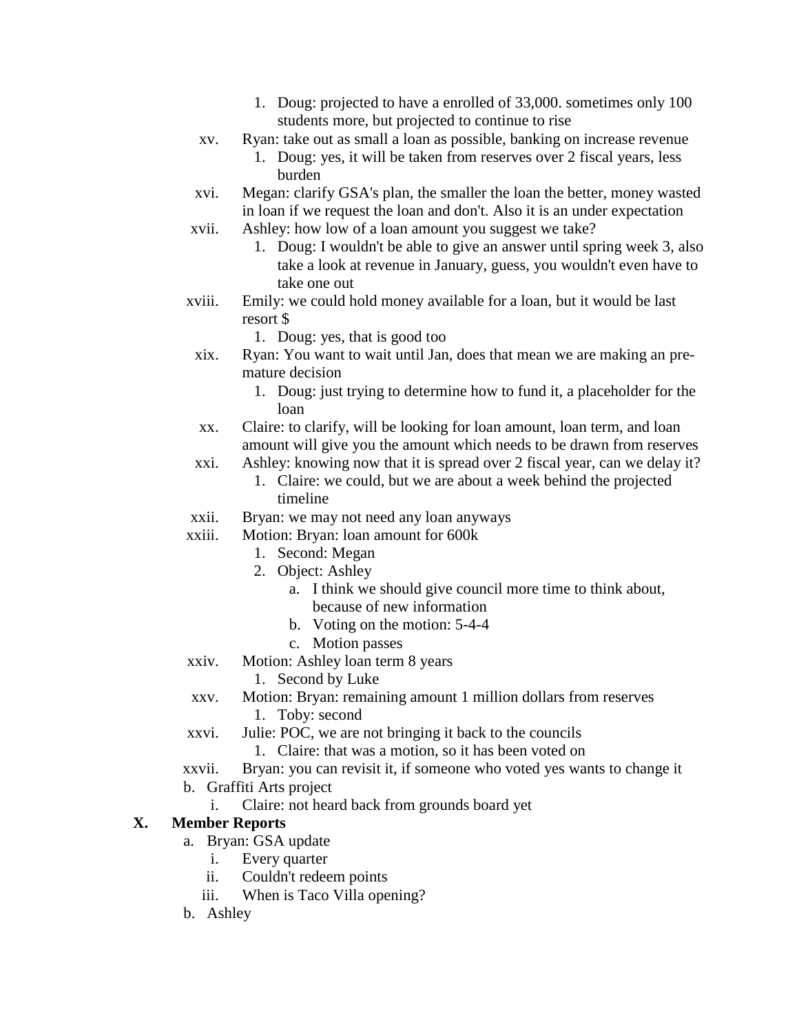1. Doug: projected to have a enrolled of 33,000. sometimes only 100 students more, but projected to continue to rise

xv. Ryan: take out as small a loan as possible, banking on increase revenue
   1. Doug: yes, it will be taken from reserves over 2 fiscal years, less burden

xvi. Megan: clarify GSA's plan, the smaller the loan the better, money wasted in loan if we request the loan and don't. Also it is an under expectation

xvii. Ashley: how low of a loan amount you suggest we take?
   1. Doug: I wouldn't be able to give an answer until spring week 3, also take a look at revenue in January, guess, you wouldn't even have to take one out

xviii. Emily: we could hold money available for a loan, but it would be last resort $
   1. Doug: yes, that is good too

xix. Ryan: You want to wait until Jan, does that mean we are making an pre-mature decision
   1. Doug: just trying to determine how to fund it, a placeholder for the loan

xx. Claire: to clarify, will be looking for loan amount, loan term, and loan amount will give you the amount which needs to be drawn from reserves

xxi. Ashley: knowing now that it is spread over 2 fiscal year, can we delay it?
   1. Claire: we could, but we are about a week behind the projected timeline

xxii. Bryan: we may not need any loan anyways

xxiii. Motion: Bryan: loan amount for 600k
   1. Second: Megan
   2. Object: Ashley
      a. I think we should give council more time to think about, because of new information
      b. Voting on the motion: 5-4-4
      c. Motion passes

xxiv. Motion: Ashley loan term 8 years
   1. Second by Luke

xxv. Motion: Bryan: remaining amount 1 million dollars from reserves
   1. Toby: second

xxvi. Julie: POC, we are not bringing it back to the councils
   1. Claire: that was a motion, so it has been voted on

xxvii. Bryan: you can revisit it, if someone who voted yes wants to change it

b. Graffiti Arts project
   i. Claire: not heard back from grounds board yet

## X. Member Reports

a. Bryan: GSA update
   i. Every quarter
   ii. Couldn't redeem points
   iii. When is Taco Villa opening?

b. Ashley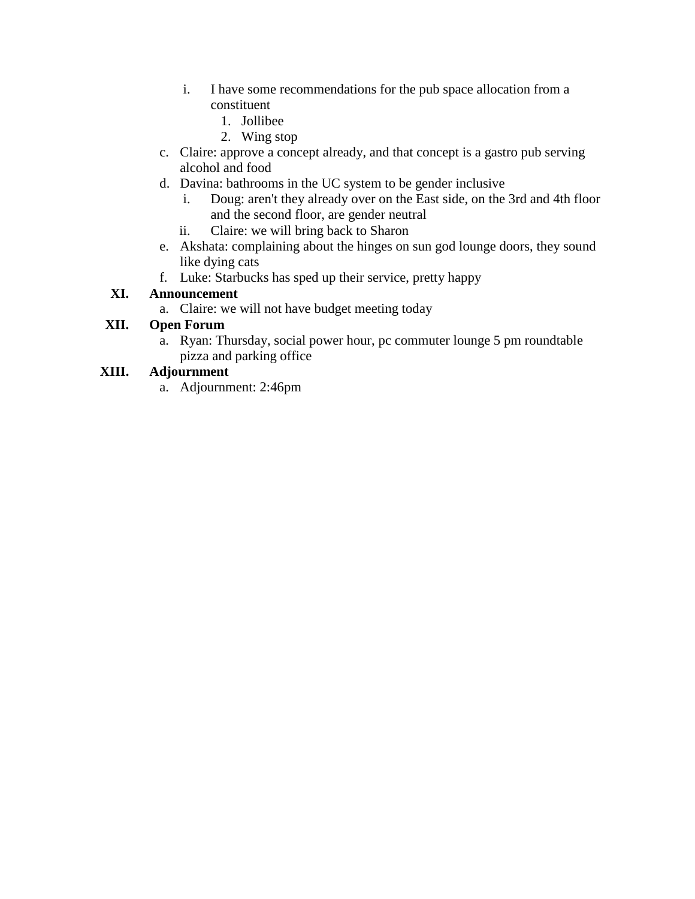i. I have some recommendations for the pub space allocation from a constituent
            1. Jollibee
            2. Wing stop
   c. Claire: approve a concept already, and that concept is a gastro pub serving alcohol and food
   d. Davina: bathrooms in the UC system to be gender inclusive
      i. Doug: aren't they already over on the East side, on the 3rd and 4th floor and the second floor, are gender neutral
      ii. Claire: we will bring back to Sharon
   e. Akshata: complaining about the hinges on sun god lounge doors, they sound like dying cats
   f. Luke: Starbucks has sped up their service, pretty happy

**XI. Announcement**

   a. Claire: we will not have budget meeting today

**XII. Open Forum**

   a. Ryan: Thursday, social power hour, pc commuter lounge 5 pm roundtable pizza and parking office

**XIII. Adjournment**

   a. Adjournment: 2:46pm